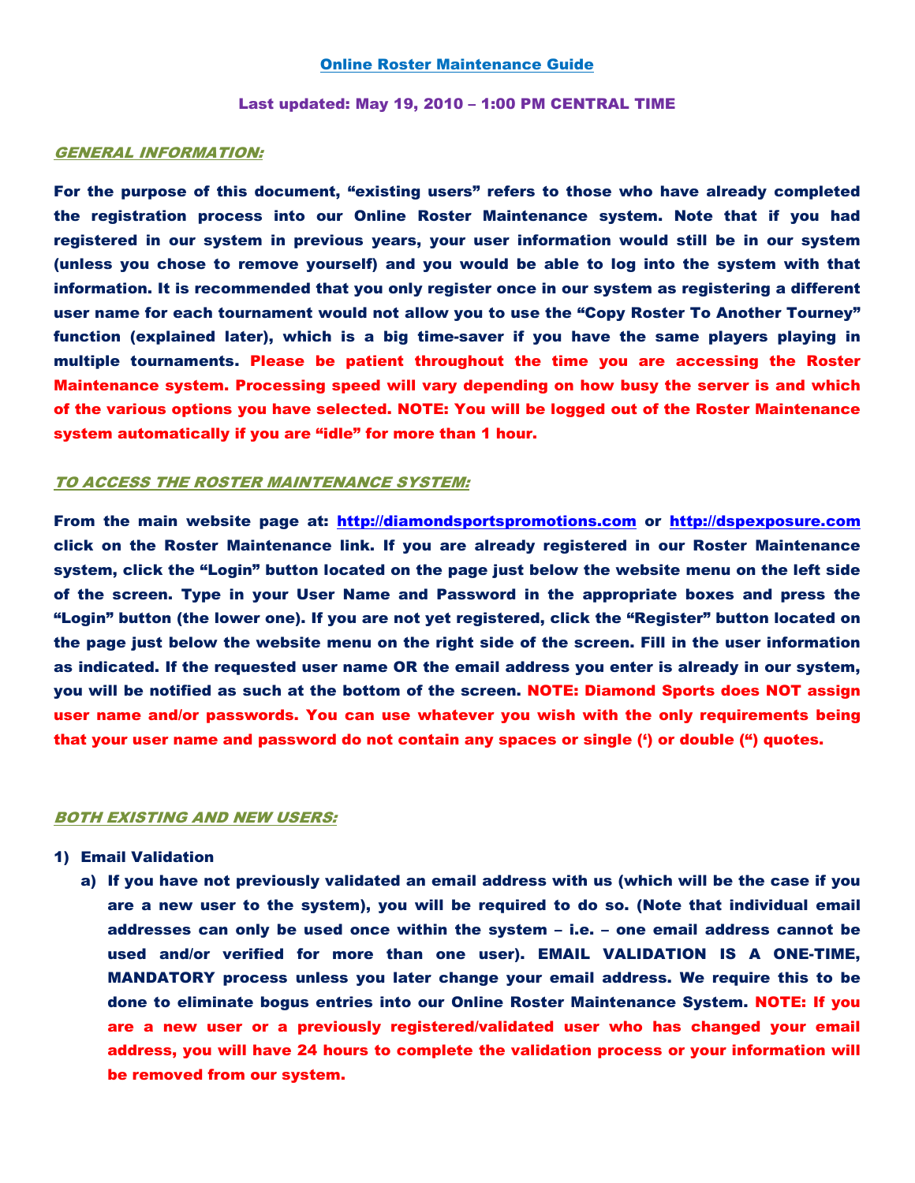# Online Roster Maintenance Guide

**Last updated: May 19, 2010 – 1:00 PM CENTRAL TIME**

## *GENERAL INFORMATION:*

**For the purpose of this document, "existing users" refers to those who have already completed the registration process into our Online Roster Maintenance system. Note that if you had registered in our system in previous years, your user information would still be in our system (unless you chose to remove yourself) and you would be able to log into the system with that information. It is recommended that you only register once in our system as registering a different user name for each tournament would not allow you to use the "Copy Roster To Another Tourney" function (explained later), which is a big time-saver if you have the same players playing in multiple tournaments. Please be patient throughout the time you are accessing the Roster Maintenance system. Processing speed will vary depending on how busy the server is and which of the various options you have selected. NOTE: You will be logged out of the Roster Maintenance system automatically if you are "idle" for more than 1 hour.**

## *TO ACCESS THE ROSTER MAINTENANCE SYSTEM:*

**From the main website page at: http://diamondsportspromotions.com or http://dspexposure.com click on the Roster Maintenance link. If you are already registered in our Roster Maintenance system, click the "Login" button located on the page just below the website menu on the left side of the screen. Type in your User Name and Password in the appropriate boxes and press the "Login" button (the lower one). If you are not yet registered, click the "Register" button located on the page just below the website menu on the right side of the screen. Fill in the user information as indicated. If the requested user name OR the email address you enter is already in our system, you will be notified as such at the bottom of the screen. NOTE: Diamond Sports does NOT assign user name and/or passwords. You can use whatever you wish with the only requirements being that your user name and password do not contain any spaces or single (') or double (") quotes.**

## *BOTH EXISTING AND NEW USERS:*

1) **Email Validation**
   a) **If you have not previously validated an email address with us (which will be the case if you are a new user to the system), you will be required to do so. (Note that individual email addresses can only be used once within the system – i.e. – one email address cannot be used and/or verified for more than one user). EMAIL VALIDATION IS A ONE-TIME, MANDATORY process unless you later change your email address. We require this to be done to eliminate bogus entries into our Online Roster Maintenance System. NOTE: If you are a new user or a previously registered/validated user who has changed your email address, you will have 24 hours to complete the validation process or your information will be removed from our system.**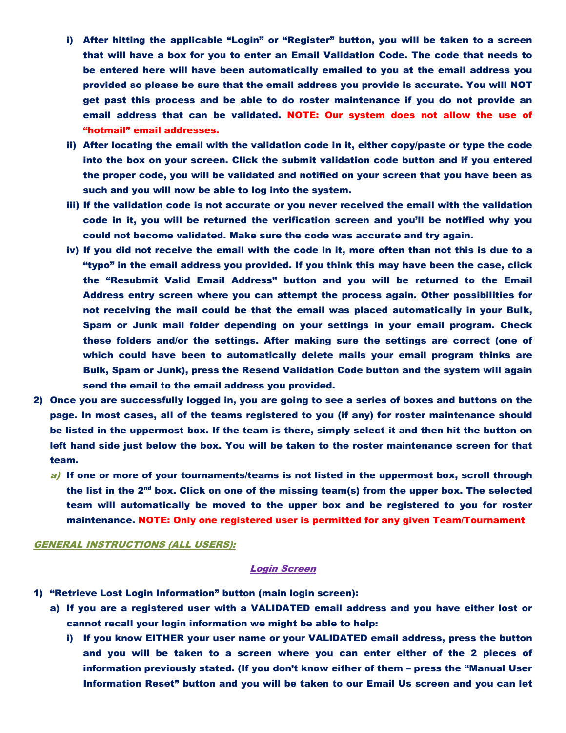i) After hitting the applicable "Login" or "Register" button, you will be taken to a screen that will have a box for you to enter an Email Validation Code. The code that needs to be entered here will have been automatically emailed to you at the email address you provided so please be sure that the email address you provide is accurate. You will NOT get past this process and be able to do roster maintenance if you do not provide an email address that can be validated. **NOTE: Our system does not allow the use of "hotmail" email addresses.**

ii) After locating the email with the validation code in it, either copy/paste or type the code into the box on your screen. Click the submit validation code button and if you entered the proper code, you will be validated and notified on your screen that you have been as such and you will now be able to log into the system.

iii) If the validation code is not accurate or you never received the email with the validation code in it, you will be returned the verification screen and you'll be notified why you could not become validated. Make sure the code was accurate and try again.

iv) If you did not receive the email with the code in it, more often than not this is due to a "typo" in the email address you provided. If you think this may have been the case, click the "Resubmit Valid Email Address" button and you will be returned to the Email Address entry screen where you can attempt the process again. Other possibilities for not receiving the mail could be that the email was placed automatically in your Bulk, Spam or Junk mail folder depending on your settings in your email program. Check these folders and/or the settings. After making sure the settings are correct (one of which could have been to automatically delete mails your email program thinks are Bulk, Spam or Junk), press the Resend Validation Code button and the system will again send the email to the email address you provided.

2) Once you are successfully logged in, you are going to see a series of boxes and buttons on the page. In most cases, all of the teams registered to you (if any) for roster maintenance should be listed in the uppermost box. If the team is there, simply select it and then hit the button on left hand side just below the box. You will be taken to the roster maintenance screen for that team.

   *a)* If one or more of your tournaments/teams is not listed in the uppermost box, scroll through the list in the 2nd box. Click on one of the missing team(s) from the upper box. The selected team will automatically be moved to the upper box and be registered to you for roster maintenance. **NOTE: Only one registered user is permitted for any given Team/Tournament**

## GENERAL INSTRUCTIONS (ALL USERS):

### Login Screen

1) "Retrieve Lost Login Information" button (main login screen):
   a) If you are a registered user with a VALIDATED email address and you have either lost or cannot recall your login information we might be able to help:
      i) If you know EITHER your user name or your VALIDATED email address, press the button and you will be taken to a screen where you can enter either of the 2 pieces of information previously stated. (If you don't know either of them – press the "Manual User Information Reset" button and you will be taken to our Email Us screen and you can let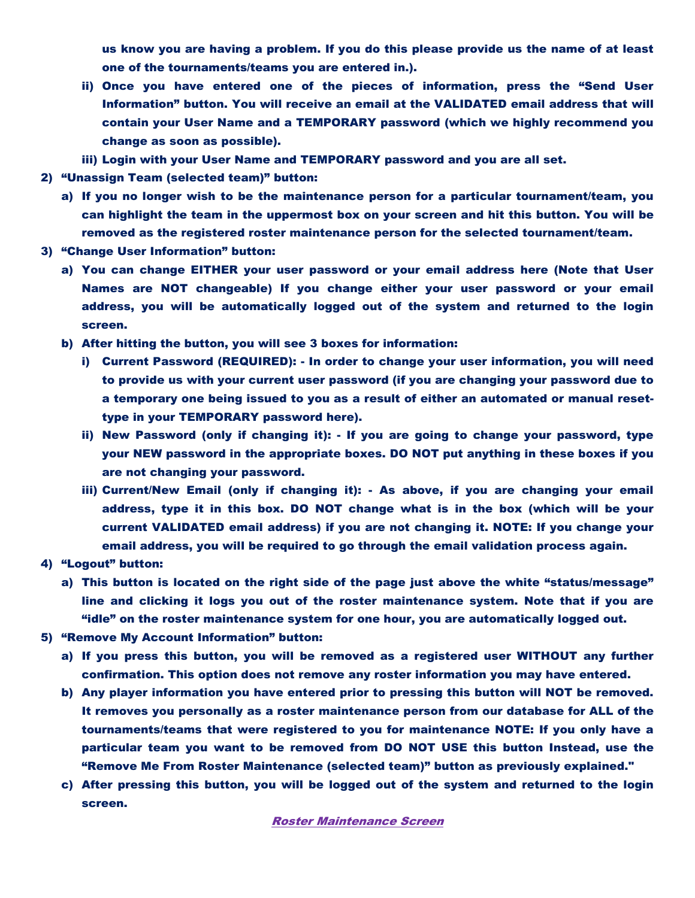us know you are having a problem. If you do this please provide us the name of at least one of the tournaments/teams you are entered in.).

   ii) Once you have entered one of the pieces of information, press the "Send User Information" button. You will receive an email at the VALIDATED email address that will contain your User Name and a TEMPORARY password (which we highly recommend you change as soon as possible).

   iii) Login with your User Name and TEMPORARY password and you are all set.

2) "Unassign Team (selected team)" button:
   a) If you no longer wish to be the maintenance person for a particular tournament/team, you can highlight the team in the uppermost box on your screen and hit this button. You will be removed as the registered roster maintenance person for the selected tournament/team.

3) "Change User Information" button:
   a) You can change EITHER your user password or your email address here (Note that User Names are NOT changeable) If you change either your user password or your email address, you will be automatically logged out of the system and returned to the login screen.
   b) After hitting the button, you will see 3 boxes for information:
      i) Current Password (REQUIRED): - In order to change your user information, you will need to provide us with your current user password (if you are changing your password due to a temporary one being issued to you as a result of either an automated or manual reset-type in your TEMPORARY password here).
      ii) New Password (only if changing it): - If you are going to change your password, type your NEW password in the appropriate boxes. DO NOT put anything in these boxes if you are not changing your password.
      iii) Current/New Email (only if changing it): - As above, if you are changing your email address, type it in this box. DO NOT change what is in the box (which will be your current VALIDATED email address) if you are not changing it. NOTE: If you change your email address, you will be required to go through the email validation process again.

4) "Logout" button:
   a) This button is located on the right side of the page just above the white "status/message" line and clicking it logs you out of the roster maintenance system. Note that if you are "idle" on the roster maintenance system for one hour, you are automatically logged out.

5) "Remove My Account Information" button:
   a) If you press this button, you will be removed as a registered user WITHOUT any further confirmation. This option does not remove any roster information you may have entered.
   b) Any player information you have entered prior to pressing this button will NOT be removed. It removes you personally as a roster maintenance person from our database for ALL of the tournaments/teams that were registered to you for maintenance NOTE: If you only have a particular team you want to be removed from DO NOT USE this button Instead, use the "Remove Me From Roster Maintenance (selected team)" button as previously explained."
   c) After pressing this button, you will be logged out of the system and returned to the login screen.

*Roster Maintenance Screen*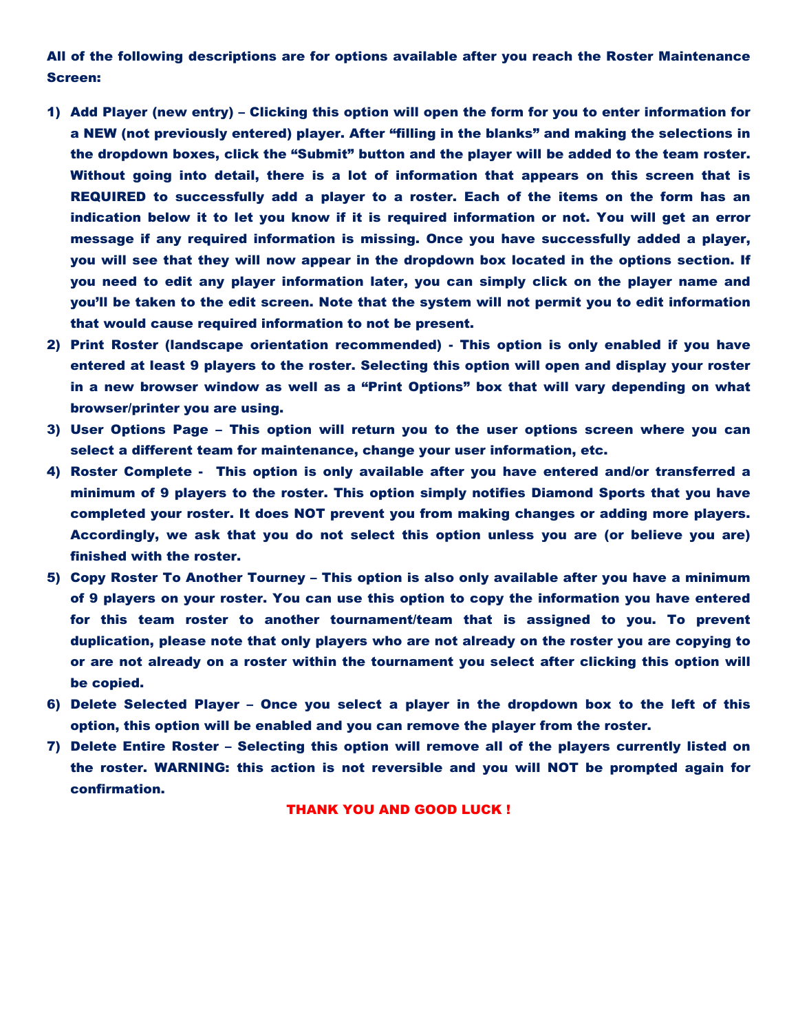**All of the following descriptions are for options available after you reach the Roster Maintenance Screen:**

1) **Add Player (new entry) – Clicking this option will open the form for you to enter information for a NEW (not previously entered) player. After "filling in the blanks" and making the selections in the dropdown boxes, click the "Submit" button and the player will be added to the team roster. Without going into detail, there is a lot of information that appears on this screen that is REQUIRED to successfully add a player to a roster. Each of the items on the form has an indication below it to let you know if it is required information or not. You will get an error message if any required information is missing. Once you have successfully added a player, you will see that they will now appear in the dropdown box located in the options section. If you need to edit any player information later, you can simply click on the player name and you'll be taken to the edit screen. Note that the system will not permit you to edit information that would cause required information to not be present.**
2) **Print Roster (landscape orientation recommended) - This option is only enabled if you have entered at least 9 players to the roster. Selecting this option will open and display your roster in a new browser window as well as a "Print Options" box that will vary depending on what browser/printer you are using.**
3) **User Options Page – This option will return you to the user options screen where you can select a different team for maintenance, change your user information, etc.**
4) **Roster Complete - This option is only available after you have entered and/or transferred a minimum of 9 players to the roster. This option simply notifies Diamond Sports that you have completed your roster. It does NOT prevent you from making changes or adding more players. Accordingly, we ask that you do not select this option unless you are (or believe you are) finished with the roster.**
5) **Copy Roster To Another Tourney – This option is also only available after you have a minimum of 9 players on your roster. You can use this option to copy the information you have entered for this team roster to another tournament/team that is assigned to you. To prevent duplication, please note that only players who are not already on the roster you are copying to or are not already on a roster within the tournament you select after clicking this option will be copied.**
6) **Delete Selected Player – Once you select a player in the dropdown box to the left of this option, this option will be enabled and you can remove the player from the roster.**
7) **Delete Entire Roster – Selecting this option will remove all of the players currently listed on the roster. WARNING: this action is not reversible and you will NOT be prompted again for confirmation.**

**THANK YOU AND GOOD LUCK !**